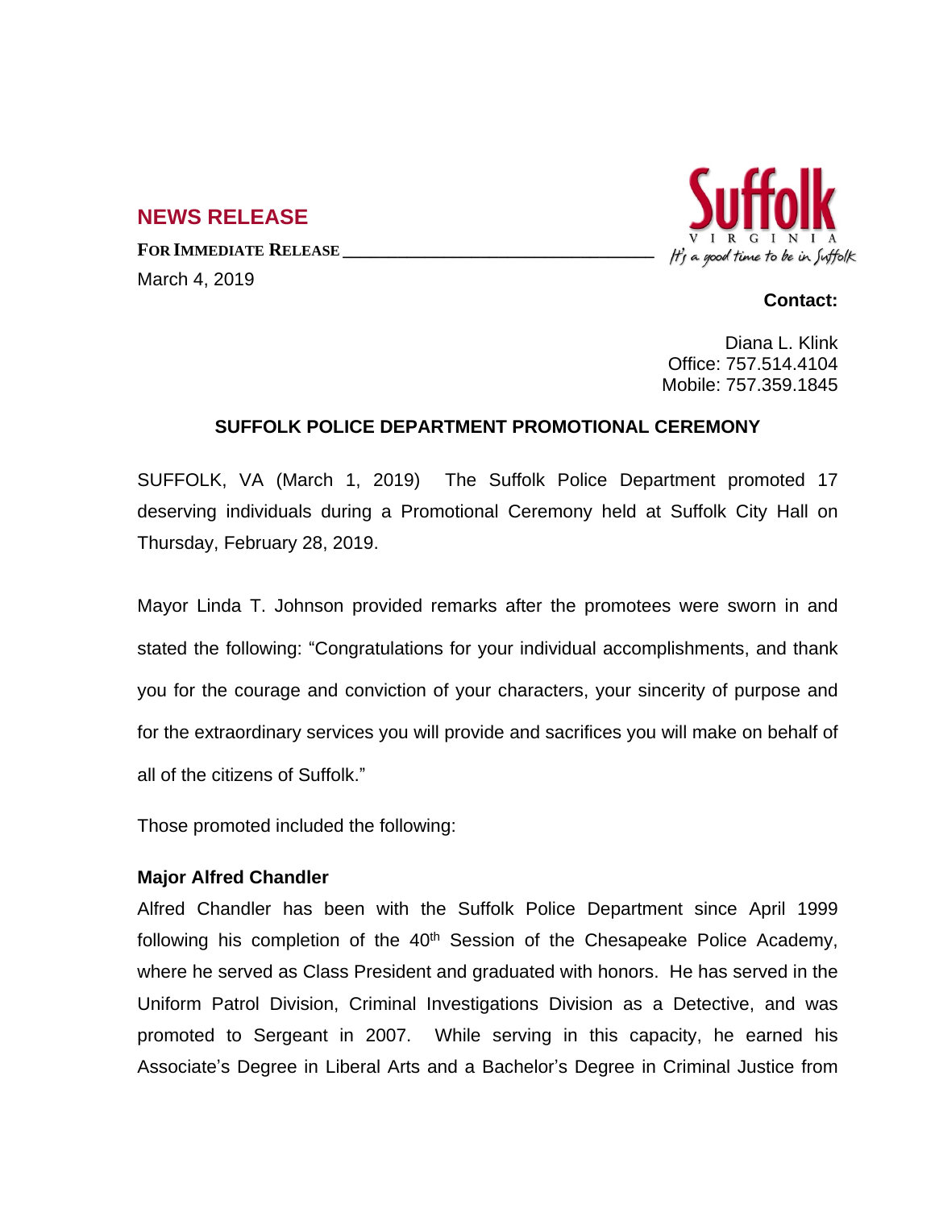## NEWS RELEASE

**FOR IMMEDIATE RELEASE**

March 4, 2019

**Contact:**

Diana L. Klink
Office: 757.514.4104
Mobile: 757.359.1845

### SUFFOLK POLICE DEPARTMENT PROMOTIONAL CEREMONY

SUFFOLK, VA (March 1, 2019) The Suffolk Police Department promoted 17 deserving individuals during a Promotional Ceremony held at Suffolk City Hall on Thursday, February 28, 2019.

Mayor Linda T. Johnson provided remarks after the promotees were sworn in and stated the following: "Congratulations for your individual accomplishments, and thank you for the courage and conviction of your characters, your sincerity of purpose and for the extraordinary services you will provide and sacrifices you will make on behalf of all of the citizens of Suffolk."

Those promoted included the following:

**Major Alfred Chandler**

Alfred Chandler has been with the Suffolk Police Department since April 1999 following his completion of the 40th Session of the Chesapeake Police Academy, where he served as Class President and graduated with honors. He has served in the Uniform Patrol Division, Criminal Investigations Division as a Detective, and was promoted to Sergeant in 2007. While serving in this capacity, he earned his Associate's Degree in Liberal Arts and a Bachelor's Degree in Criminal Justice from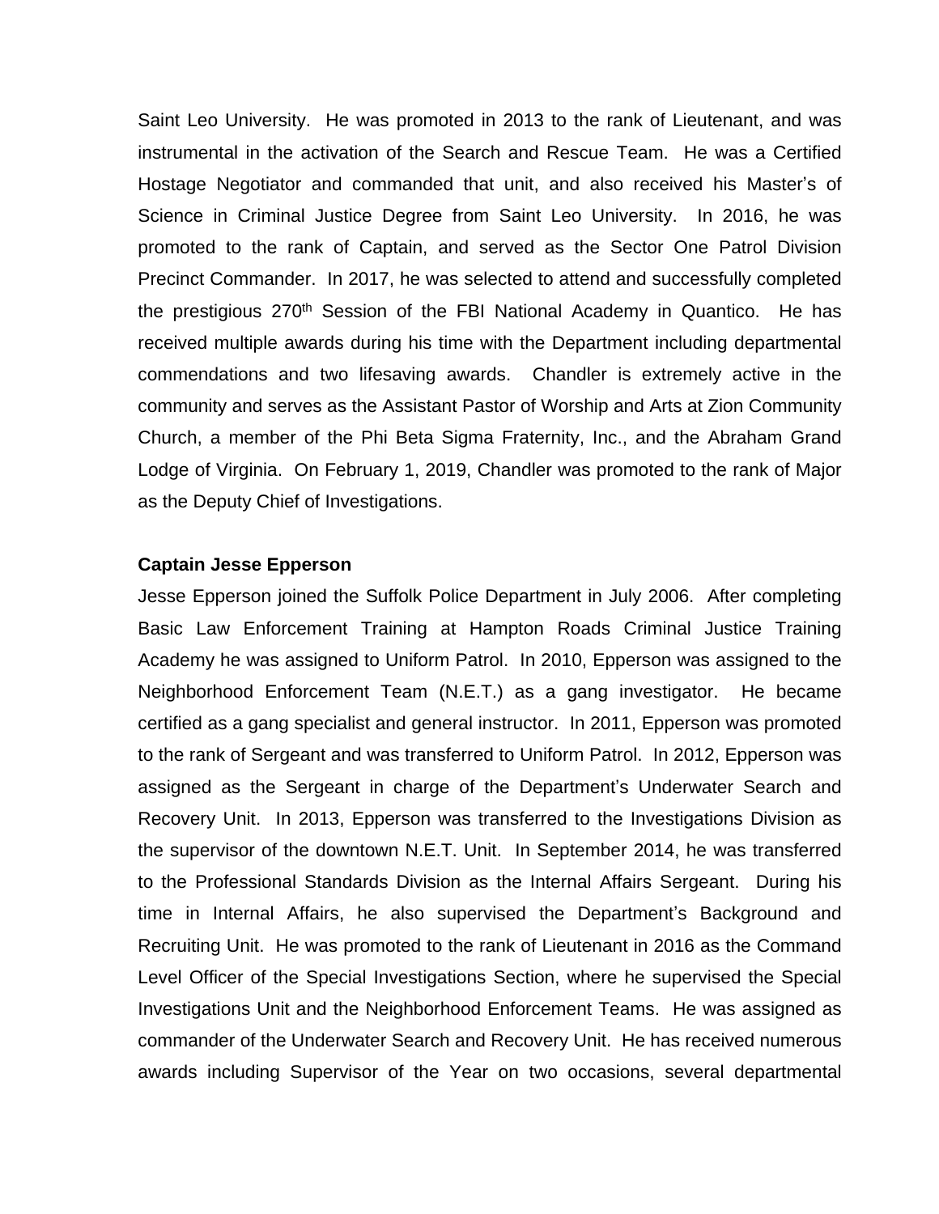Saint Leo University. He was promoted in 2013 to the rank of Lieutenant, and was instrumental in the activation of the Search and Rescue Team. He was a Certified Hostage Negotiator and commanded that unit, and also received his Master's of Science in Criminal Justice Degree from Saint Leo University. In 2016, he was promoted to the rank of Captain, and served as the Sector One Patrol Division Precinct Commander. In 2017, he was selected to attend and successfully completed the prestigious 270th Session of the FBI National Academy in Quantico. He has received multiple awards during his time with the Department including departmental commendations and two lifesaving awards. Chandler is extremely active in the community and serves as the Assistant Pastor of Worship and Arts at Zion Community Church, a member of the Phi Beta Sigma Fraternity, Inc., and the Abraham Grand Lodge of Virginia. On February 1, 2019, Chandler was promoted to the rank of Major as the Deputy Chief of Investigations.

**Captain Jesse Epperson**

Jesse Epperson joined the Suffolk Police Department in July 2006. After completing Basic Law Enforcement Training at Hampton Roads Criminal Justice Training Academy he was assigned to Uniform Patrol. In 2010, Epperson was assigned to the Neighborhood Enforcement Team (N.E.T.) as a gang investigator. He became certified as a gang specialist and general instructor. In 2011, Epperson was promoted to the rank of Sergeant and was transferred to Uniform Patrol. In 2012, Epperson was assigned as the Sergeant in charge of the Department's Underwater Search and Recovery Unit. In 2013, Epperson was transferred to the Investigations Division as the supervisor of the downtown N.E.T. Unit. In September 2014, he was transferred to the Professional Standards Division as the Internal Affairs Sergeant. During his time in Internal Affairs, he also supervised the Department's Background and Recruiting Unit. He was promoted to the rank of Lieutenant in 2016 as the Command Level Officer of the Special Investigations Section, where he supervised the Special Investigations Unit and the Neighborhood Enforcement Teams. He was assigned as commander of the Underwater Search and Recovery Unit. He has received numerous awards including Supervisor of the Year on two occasions, several departmental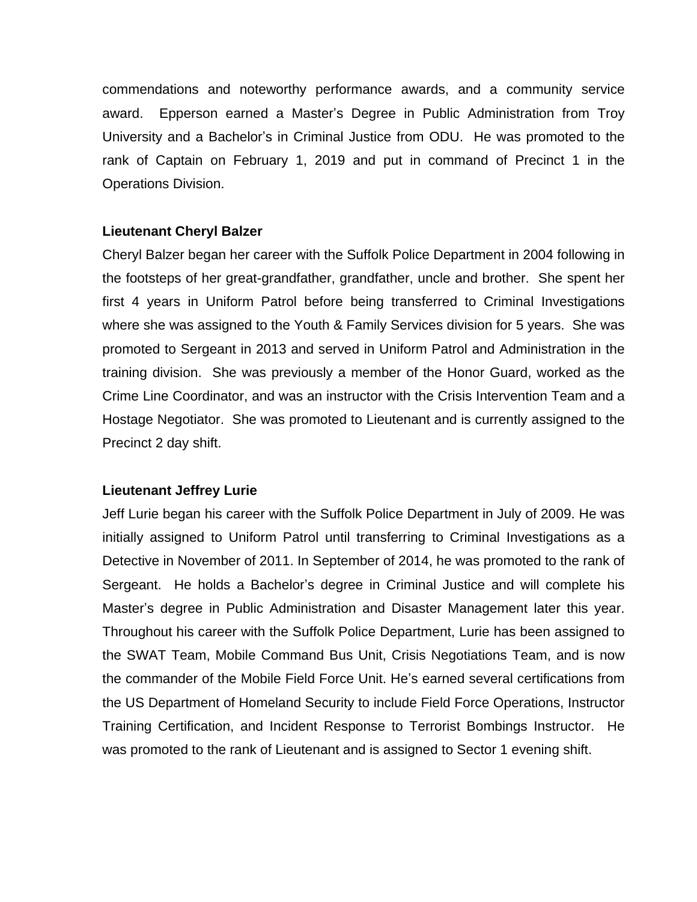commendations and noteworthy performance awards, and a community service award. Epperson earned a Master's Degree in Public Administration from Troy University and a Bachelor's in Criminal Justice from ODU. He was promoted to the rank of Captain on February 1, 2019 and put in command of Precinct 1 in the Operations Division.

**Lieutenant Cheryl Balzer**

Cheryl Balzer began her career with the Suffolk Police Department in 2004 following in the footsteps of her great-grandfather, grandfather, uncle and brother. She spent her first 4 years in Uniform Patrol before being transferred to Criminal Investigations where she was assigned to the Youth & Family Services division for 5 years. She was promoted to Sergeant in 2013 and served in Uniform Patrol and Administration in the training division. She was previously a member of the Honor Guard, worked as the Crime Line Coordinator, and was an instructor with the Crisis Intervention Team and a Hostage Negotiator. She was promoted to Lieutenant and is currently assigned to the Precinct 2 day shift.

**Lieutenant Jeffrey Lurie**

Jeff Lurie began his career with the Suffolk Police Department in July of 2009. He was initially assigned to Uniform Patrol until transferring to Criminal Investigations as a Detective in November of 2011. In September of 2014, he was promoted to the rank of Sergeant. He holds a Bachelor's degree in Criminal Justice and will complete his Master's degree in Public Administration and Disaster Management later this year. Throughout his career with the Suffolk Police Department, Lurie has been assigned to the SWAT Team, Mobile Command Bus Unit, Crisis Negotiations Team, and is now the commander of the Mobile Field Force Unit. He's earned several certifications from the US Department of Homeland Security to include Field Force Operations, Instructor Training Certification, and Incident Response to Terrorist Bombings Instructor. He was promoted to the rank of Lieutenant and is assigned to Sector 1 evening shift.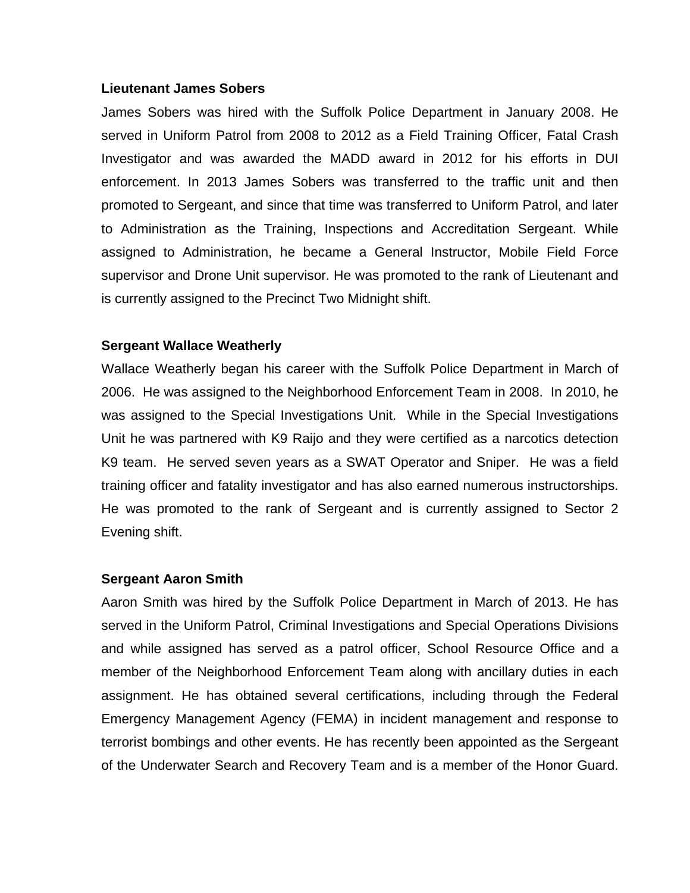**Lieutenant James Sobers**

James Sobers was hired with the Suffolk Police Department in January 2008. He served in Uniform Patrol from 2008 to 2012 as a Field Training Officer, Fatal Crash Investigator and was awarded the MADD award in 2012 for his efforts in DUI enforcement. In 2013 James Sobers was transferred to the traffic unit and then promoted to Sergeant, and since that time was transferred to Uniform Patrol, and later to Administration as the Training, Inspections and Accreditation Sergeant. While assigned to Administration, he became a General Instructor, Mobile Field Force supervisor and Drone Unit supervisor. He was promoted to the rank of Lieutenant and is currently assigned to the Precinct Two Midnight shift.

**Sergeant Wallace Weatherly**

Wallace Weatherly began his career with the Suffolk Police Department in March of 2006. He was assigned to the Neighborhood Enforcement Team in 2008. In 2010, he was assigned to the Special Investigations Unit. While in the Special Investigations Unit he was partnered with K9 Raijo and they were certified as a narcotics detection K9 team. He served seven years as a SWAT Operator and Sniper. He was a field training officer and fatality investigator and has also earned numerous instructorships. He was promoted to the rank of Sergeant and is currently assigned to Sector 2 Evening shift.

**Sergeant Aaron Smith**

Aaron Smith was hired by the Suffolk Police Department in March of 2013. He has served in the Uniform Patrol, Criminal Investigations and Special Operations Divisions and while assigned has served as a patrol officer, School Resource Office and a member of the Neighborhood Enforcement Team along with ancillary duties in each assignment. He has obtained several certifications, including through the Federal Emergency Management Agency (FEMA) in incident management and response to terrorist bombings and other events. He has recently been appointed as the Sergeant of the Underwater Search and Recovery Team and is a member of the Honor Guard.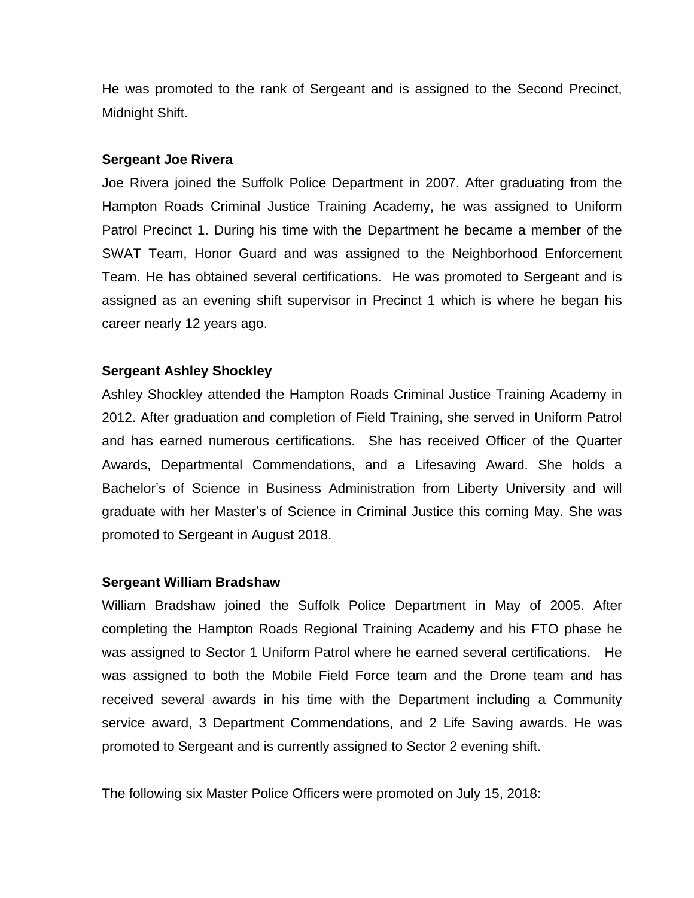He was promoted to the rank of Sergeant and is assigned to the Second Precinct, Midnight Shift.

**Sergeant Joe Rivera**

Joe Rivera joined the Suffolk Police Department in 2007. After graduating from the Hampton Roads Criminal Justice Training Academy, he was assigned to Uniform Patrol Precinct 1. During his time with the Department he became a member of the SWAT Team, Honor Guard and was assigned to the Neighborhood Enforcement Team. He has obtained several certifications. He was promoted to Sergeant and is assigned as an evening shift supervisor in Precinct 1 which is where he began his career nearly 12 years ago.

**Sergeant Ashley Shockley**

Ashley Shockley attended the Hampton Roads Criminal Justice Training Academy in 2012. After graduation and completion of Field Training, she served in Uniform Patrol and has earned numerous certifications. She has received Officer of the Quarter Awards, Departmental Commendations, and a Lifesaving Award. She holds a Bachelor's of Science in Business Administration from Liberty University and will graduate with her Master's of Science in Criminal Justice this coming May. She was promoted to Sergeant in August 2018.

**Sergeant William Bradshaw**

William Bradshaw joined the Suffolk Police Department in May of 2005. After completing the Hampton Roads Regional Training Academy and his FTO phase he was assigned to Sector 1 Uniform Patrol where he earned several certifications. He was assigned to both the Mobile Field Force team and the Drone team and has received several awards in his time with the Department including a Community service award, 3 Department Commendations, and 2 Life Saving awards. He was promoted to Sergeant and is currently assigned to Sector 2 evening shift.

The following six Master Police Officers were promoted on July 15, 2018: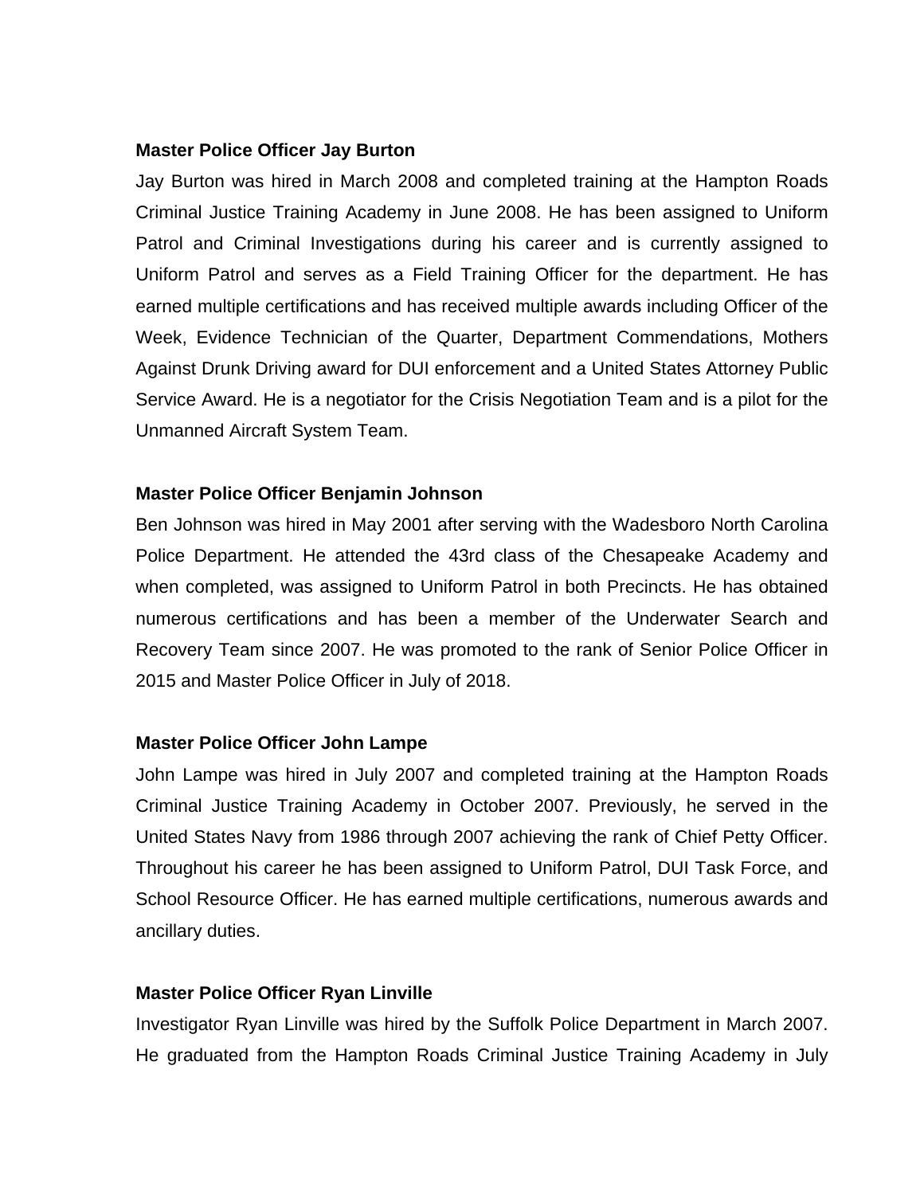**Master Police Officer Jay Burton**

Jay Burton was hired in March 2008 and completed training at the Hampton Roads Criminal Justice Training Academy in June 2008. He has been assigned to Uniform Patrol and Criminal Investigations during his career and is currently assigned to Uniform Patrol and serves as a Field Training Officer for the department. He has earned multiple certifications and has received multiple awards including Officer of the Week, Evidence Technician of the Quarter, Department Commendations, Mothers Against Drunk Driving award for DUI enforcement and a United States Attorney Public Service Award. He is a negotiator for the Crisis Negotiation Team and is a pilot for the Unmanned Aircraft System Team.

**Master Police Officer Benjamin Johnson**

Ben Johnson was hired in May 2001 after serving with the Wadesboro North Carolina Police Department. He attended the 43rd class of the Chesapeake Academy and when completed, was assigned to Uniform Patrol in both Precincts. He has obtained numerous certifications and has been a member of the Underwater Search and Recovery Team since 2007. He was promoted to the rank of Senior Police Officer in 2015 and Master Police Officer in July of 2018.

**Master Police Officer John Lampe**

John Lampe was hired in July 2007 and completed training at the Hampton Roads Criminal Justice Training Academy in October 2007. Previously, he served in the United States Navy from 1986 through 2007 achieving the rank of Chief Petty Officer. Throughout his career he has been assigned to Uniform Patrol, DUI Task Force, and School Resource Officer. He has earned multiple certifications, numerous awards and ancillary duties.

**Master Police Officer Ryan Linville**

Investigator Ryan Linville was hired by the Suffolk Police Department in March 2007. He graduated from the Hampton Roads Criminal Justice Training Academy in July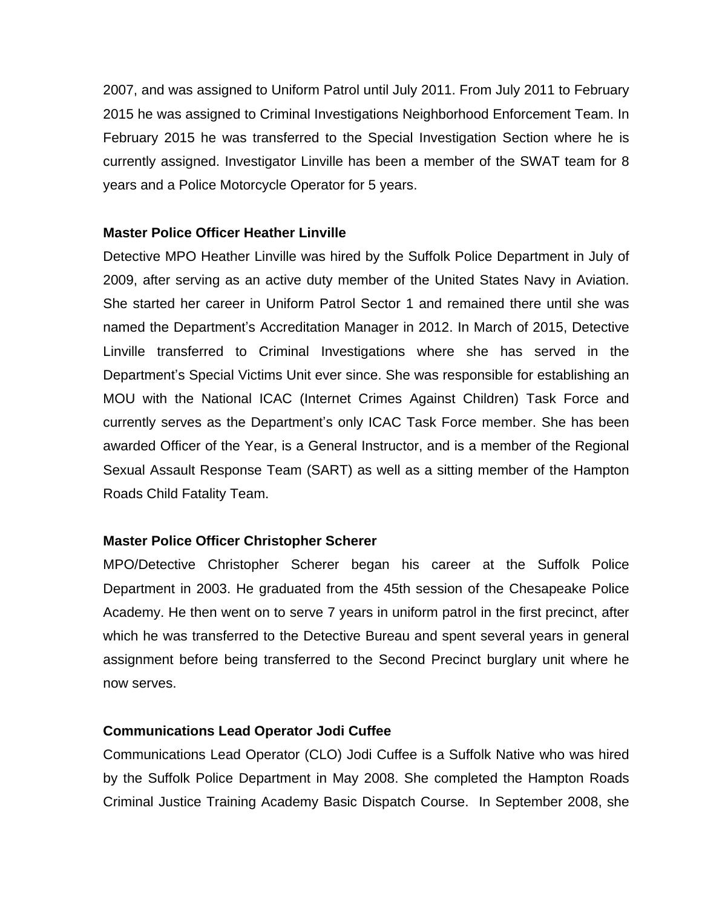2007, and was assigned to Uniform Patrol until July 2011. From July 2011 to February 2015 he was assigned to Criminal Investigations Neighborhood Enforcement Team. In February 2015 he was transferred to the Special Investigation Section where he is currently assigned. Investigator Linville has been a member of the SWAT team for 8 years and a Police Motorcycle Operator for 5 years.

**Master Police Officer Heather Linville**

Detective MPO Heather Linville was hired by the Suffolk Police Department in July of 2009, after serving as an active duty member of the United States Navy in Aviation. She started her career in Uniform Patrol Sector 1 and remained there until she was named the Department's Accreditation Manager in 2012. In March of 2015, Detective Linville transferred to Criminal Investigations where she has served in the Department's Special Victims Unit ever since. She was responsible for establishing an MOU with the National ICAC (Internet Crimes Against Children) Task Force and currently serves as the Department's only ICAC Task Force member. She has been awarded Officer of the Year, is a General Instructor, and is a member of the Regional Sexual Assault Response Team (SART) as well as a sitting member of the Hampton Roads Child Fatality Team.

**Master Police Officer Christopher Scherer**

MPO/Detective Christopher Scherer began his career at the Suffolk Police Department in 2003. He graduated from the 45th session of the Chesapeake Police Academy. He then went on to serve 7 years in uniform patrol in the first precinct, after which he was transferred to the Detective Bureau and spent several years in general assignment before being transferred to the Second Precinct burglary unit where he now serves.

**Communications Lead Operator Jodi Cuffee**

Communications Lead Operator (CLO) Jodi Cuffee is a Suffolk Native who was hired by the Suffolk Police Department in May 2008. She completed the Hampton Roads Criminal Justice Training Academy Basic Dispatch Course. In September 2008, she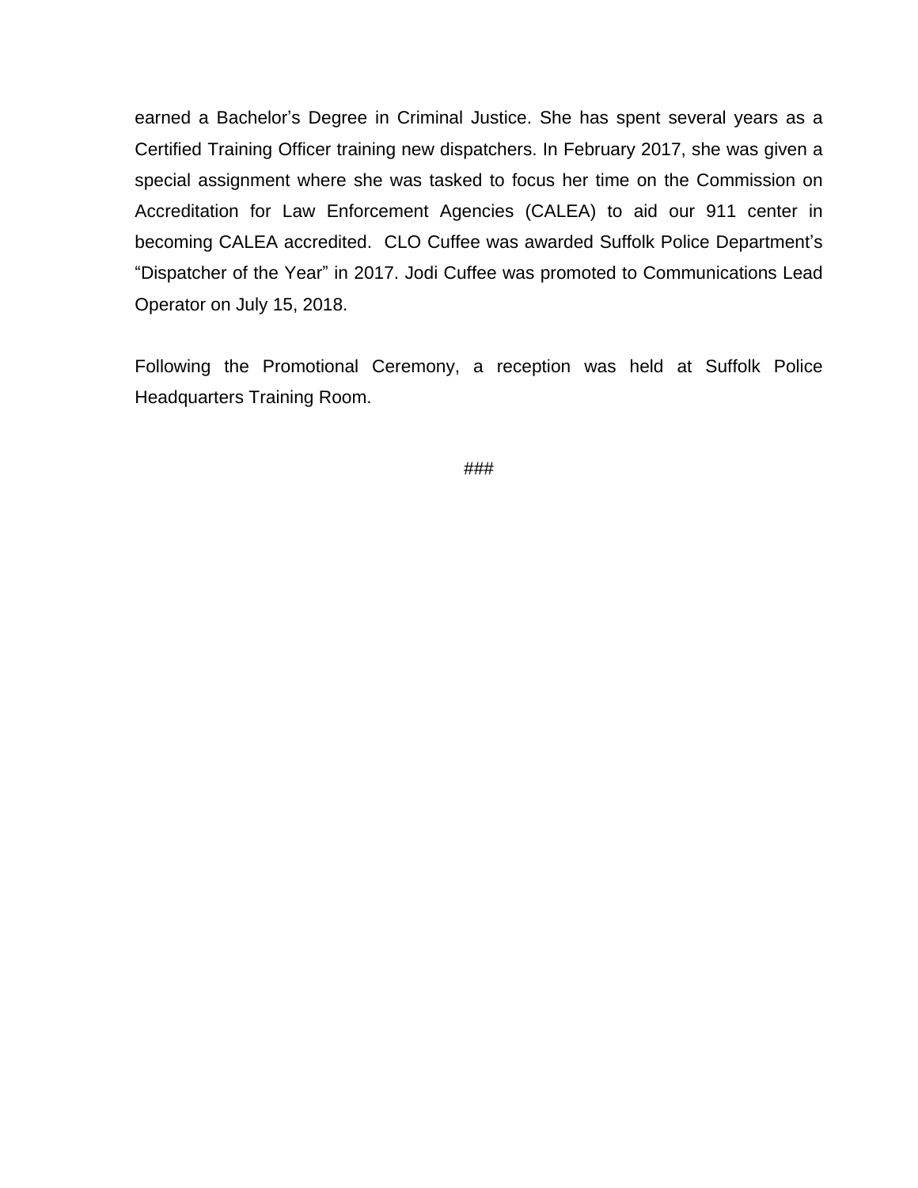earned a Bachelor's Degree in Criminal Justice. She has spent several years as a Certified Training Officer training new dispatchers. In February 2017, she was given a special assignment where she was tasked to focus her time on the Commission on Accreditation for Law Enforcement Agencies (CALEA) to aid our 911 center in becoming CALEA accredited. CLO Cuffee was awarded Suffolk Police Department's "Dispatcher of the Year" in 2017. Jodi Cuffee was promoted to Communications Lead Operator on July 15, 2018.

Following the Promotional Ceremony, a reception was held at Suffolk Police Headquarters Training Room.

###